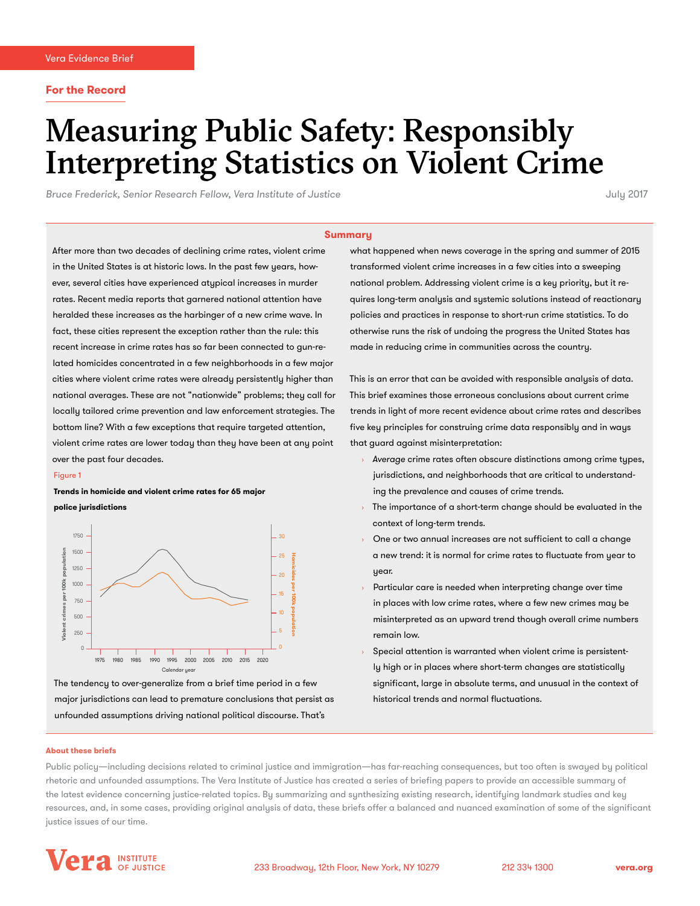Vera Evidence Brief

**For the Record**

# Measuring Public Safety: Responsibly Interpreting Statistics on Violent Crime

*Bruce Frederick, Senior Research Fellow, Vera Institute of Justice*

July 2017

## Summary

After more than two decades of declining crime rates, violent crime in the United States is at historic lows. In the past few years, however, several cities have experienced atypical increases in murder rates. Recent media reports that garnered national attention have heralded these increases as the harbinger of a new crime wave. In fact, these cities represent the exception rather than the rule: this recent increase in crime rates has so far been connected to gun-related homicides concentrated in a few neighborhoods in a few major cities where violent crime rates were already persistently higher than national averages. These are not "nationwide" problems; they call for locally tailored crime prevention and law enforcement strategies. The bottom line? With a few exceptions that require targeted attention, violent crime rates are lower today than they have been at any point over the past four decades.

Figure 1

**Trends in homicide and violent crime rates for 65 major police jurisdictions**

The tendency to over-generalize from a brief time period in a few major jurisdictions can lead to premature conclusions that persist as unfounded assumptions driving national political discourse. That's what happened when news coverage in the spring and summer of 2015 transformed violent crime increases in a few cities into a sweeping national problem. Addressing violent crime is a key priority, but it requires long-term analysis and systemic solutions instead of reactionary policies and practices in response to short-run crime statistics. To do otherwise runs the risk of undoing the progress the United States has made in reducing crime in communities across the country.

This is an error that can be avoided with responsible analysis of data. This brief examines those erroneous conclusions about current crime trends in light of more recent evidence about crime rates and describes five key principles for construing crime data responsibly and in ways that guard against misinterpretation:

- *Average* crime rates often obscure distinctions among crime types, jurisdictions, and neighborhoods that are critical to understanding the prevalence and causes of crime trends.
- The importance of a short-term change should be evaluated in the context of long-term trends.
- One or two annual increases are not sufficient to call a change a new trend: it is normal for crime rates to fluctuate from year to year.
- Particular care is needed when interpreting change over time in places with low crime rates, where a few new crimes may be misinterpreted as an upward trend though overall crime numbers remain low.
- Special attention is warranted when violent crime is persistently high or in places where short-term changes are statistically significant, large in absolute terms, and unusual in the context of historical trends and normal fluctuations.

**About these briefs**

Public policy—including decisions related to criminal justice and immigration—has far-reaching consequences, but too often is swayed by political rhetoric and unfounded assumptions. The Vera Institute of Justice has created a series of briefing papers to provide an accessible summary of the latest evidence concerning justice-related topics. By summarizing and synthesizing existing research, identifying landmark studies and key resources, and, in some cases, providing original analysis of data, these briefs offer a balanced and nuanced examination of some of the significant justice issues of our time.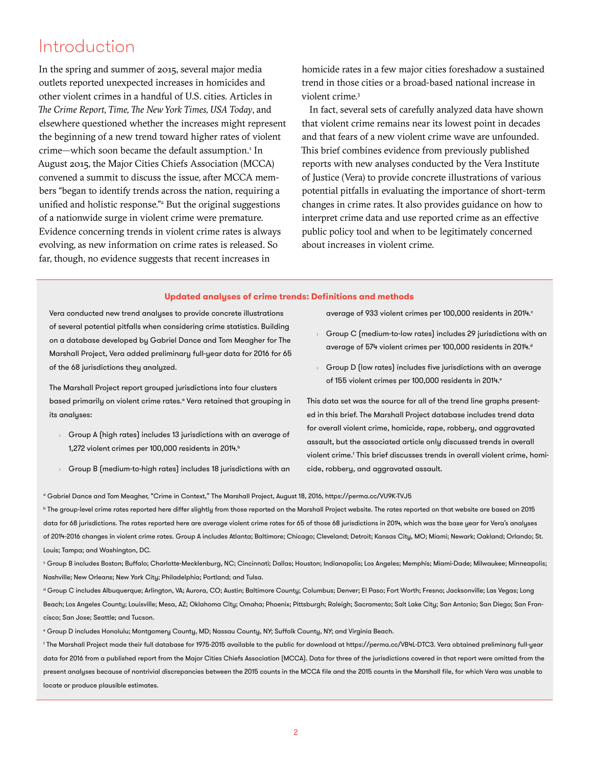# Introduction

In the spring and summer of 2015, several major media outlets reported unexpected increases in homicides and other violent crimes in a handful of U.S. cities. Articles in *The Crime Report, Time, The New York Times, USA Today*, and elsewhere questioned whether the increases might represent the beginning of a new trend toward higher rates of violent crime—which soon became the default assumption.[1] In August 2015, the Major Cities Chiefs Association (MCCA) convened a summit to discuss the issue, after MCCA members "began to identify trends across the nation, requiring a unified and holistic response."[2] But the original suggestions of a nationwide surge in violent crime were premature. Evidence concerning trends in violent crime rates is always evolving, as new information on crime rates is released. So far, though, no evidence suggests that recent increases in homicide rates in a few major cities foreshadow a sustained trend in those cities or a broad-based national increase in violent crime.[3]

In fact, several sets of carefully analyzed data have shown that violent crime remains near its lowest point in decades and that fears of a new violent crime wave are unfounded. This brief combines evidence from previously published reports with new analyses conducted by the Vera Institute of Justice (Vera) to provide concrete illustrations of various potential pitfalls in evaluating the importance of short-term changes in crime rates. It also provides guidance on how to interpret crime data and use reported crime as an effective public policy tool and when to be legitimately concerned about increases in violent crime.

### Updated analyses of crime trends: Definitions and methods

Vera conducted new trend analyses to provide concrete illustrations of several potential pitfalls when considering crime statistics. Building on a database developed by Gabriel Dance and Tom Meagher for The Marshall Project, Vera added preliminary full-year data for 2016 for 65 of the 68 jurisdictions they analyzed.

The Marshall Project report grouped jurisdictions into four clusters based primarily on violent crime rates.[a] Vera retained that grouping in its analyses:

- Group A (high rates) includes 13 jurisdictions with an average of 1,272 violent crimes per 100,000 residents in 2014.[b]
- Group B (medium-to-high rates) includes 18 jurisdictions with an average of 933 violent crimes per 100,000 residents in 2014.[c]
- Group C (medium-to-low rates) includes 29 jurisdictions with an average of 574 violent crimes per 100,000 residents in 2014.[d]
- Group D (low rates) includes five jurisdictions with an average of 155 violent crimes per 100,000 residents in 2014.[e]

This data set was the source for all of the trend line graphs presented in this brief. The Marshall Project database includes trend data for overall violent crime, homicide, rape, robbery, and aggravated assault, but the associated article only discussed trends in overall violent crime.[f] This brief discusses trends in overall violent crime, homicide, robbery, and aggravated assault.

[a] Gabriel Dance and Tom Meagher, "Crime in Context," The Marshall Project, August 18, 2016, https://perma.cc/VU9K-TVJ5

[b] The group-level crime rates reported here differ slightly from those reported on the Marshall Project website. The rates reported on that website are based on 2015 data for 68 jurisdictions. The rates reported here are average violent crime rates for 65 of those 68 jurisdictions in 2014, which was the base year for Vera's analyses of 2014-2016 changes in violent crime rates. Group A includes Atlanta; Baltimore; Chicago; Cleveland; Detroit; Kansas City, MO; Miami; Newark; Oakland; Orlando; St. Louis; Tampa; and Washington, DC.

[c] Group B includes Boston; Buffalo; Charlotte-Mecklenburg, NC; Cincinnati; Dallas; Houston; Indianapolis; Los Angeles; Memphis; Miami-Dade; Milwaukee; Minneapolis; Nashville; New Orleans; New York City; Philadelphia; Portland; and Tulsa.

[d] Group C includes Albuquerque; Arlington, VA; Aurora, CO; Austin; Baltimore County; Columbus; Denver; El Paso; Fort Worth; Fresno; Jacksonville; Las Vegas; Long Beach; Los Angeles County; Louisville; Mesa, AZ; Oklahoma City; Omaha; Phoenix; Pittsburgh; Raleigh; Sacramento; Salt Lake City; San Antonio; San Diego; San Francisco; San Jose; Seattle; and Tucson.

[e] Group D includes Honolulu; Montgomery County, MD; Nassau County, NY; Suffolk County, NY; and Virginia Beach.

[f] The Marshall Project made their full database for 1975-2015 available to the public for download at https://perma.cc/VB4L-DTC3. Vera obtained preliminary full-year data for 2016 from a published report from the Major Cities Chiefs Association (MCCA). Data for three of the jurisdictions covered in that report were omitted from the present analyses because of nontrivial discrepancies between the 2015 counts in the MCCA file and the 2015 counts in the Marshall file, for which Vera was unable to locate or produce plausible estimates.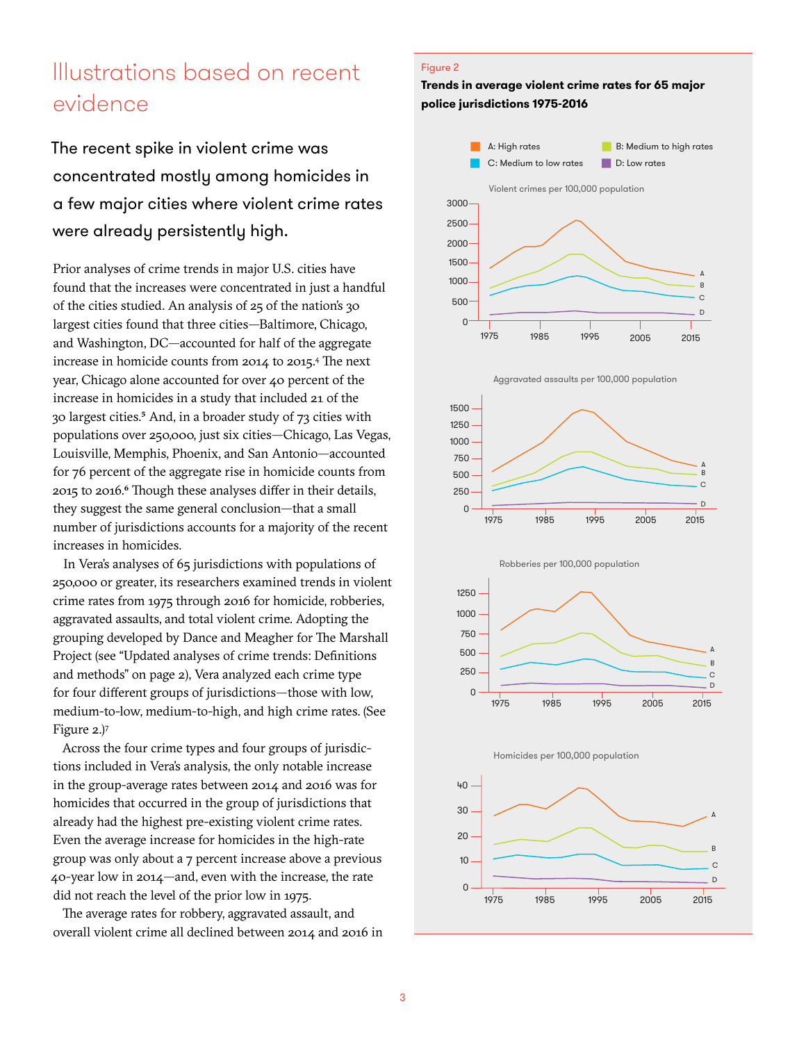# Illustrations based on recent evidence

## The recent spike in violent crime was concentrated mostly among homicides in a few major cities where violent crime rates were already persistently high.

Prior analyses of crime trends in major U.S. cities have found that the increases were concentrated in just a handful of the cities studied. An analysis of 25 of the nation's 30 largest cities found that three cities—Baltimore, Chicago, and Washington, DC—accounted for half of the aggregate increase in homicide counts from 2014 to 2015.[4] The next year, Chicago alone accounted for over 40 percent of the increase in homicides in a study that included 21 of the 30 largest cities.[5] And, in a broader study of 73 cities with populations over 250,000, just six cities—Chicago, Las Vegas, Louisville, Memphis, Phoenix, and San Antonio—accounted for 76 percent of the aggregate rise in homicide counts from 2015 to 2016.[6] Though these analyses differ in their details, they suggest the same general conclusion—that a small number of jurisdictions accounts for a majority of the recent increases in homicides.

In Vera's analyses of 65 jurisdictions with populations of 250,000 or greater, its researchers examined trends in violent crime rates from 1975 through 2016 for homicide, robberies, aggravated assaults, and total violent crime. Adopting the grouping developed by Dance and Meagher for The Marshall Project (see "Updated analyses of crime trends: Definitions and methods" on page 2), Vera analyzed each crime type for four different groups of jurisdictions—those with low, medium-to-low, medium-to-high, and high crime rates. (See Figure 2.)[7]

Across the four crime types and four groups of jurisdictions included in Vera's analysis, the only notable increase in the group-average rates between 2014 and 2016 was for homicides that occurred in the group of jurisdictions that already had the highest pre-existing violent crime rates. Even the average increase for homicides in the high-rate group was only about a 7 percent increase above a previous 40-year low in 2014—and, even with the increase, the rate did not reach the level of the prior low in 1975.

The average rates for robbery, aggravated assault, and overall violent crime all declined between 2014 and 2016 in

Figure 2

**Trends in average violent crime rates for 65 major police jurisdictions 1975-2016**

A: High rates · B: Medium to high rates · C: Medium to low rates · D: Low rates

Violent crimes per 100,000 population

Aggravated assaults per 100,000 population

Robberies per 100,000 population

Homicides per 100,000 population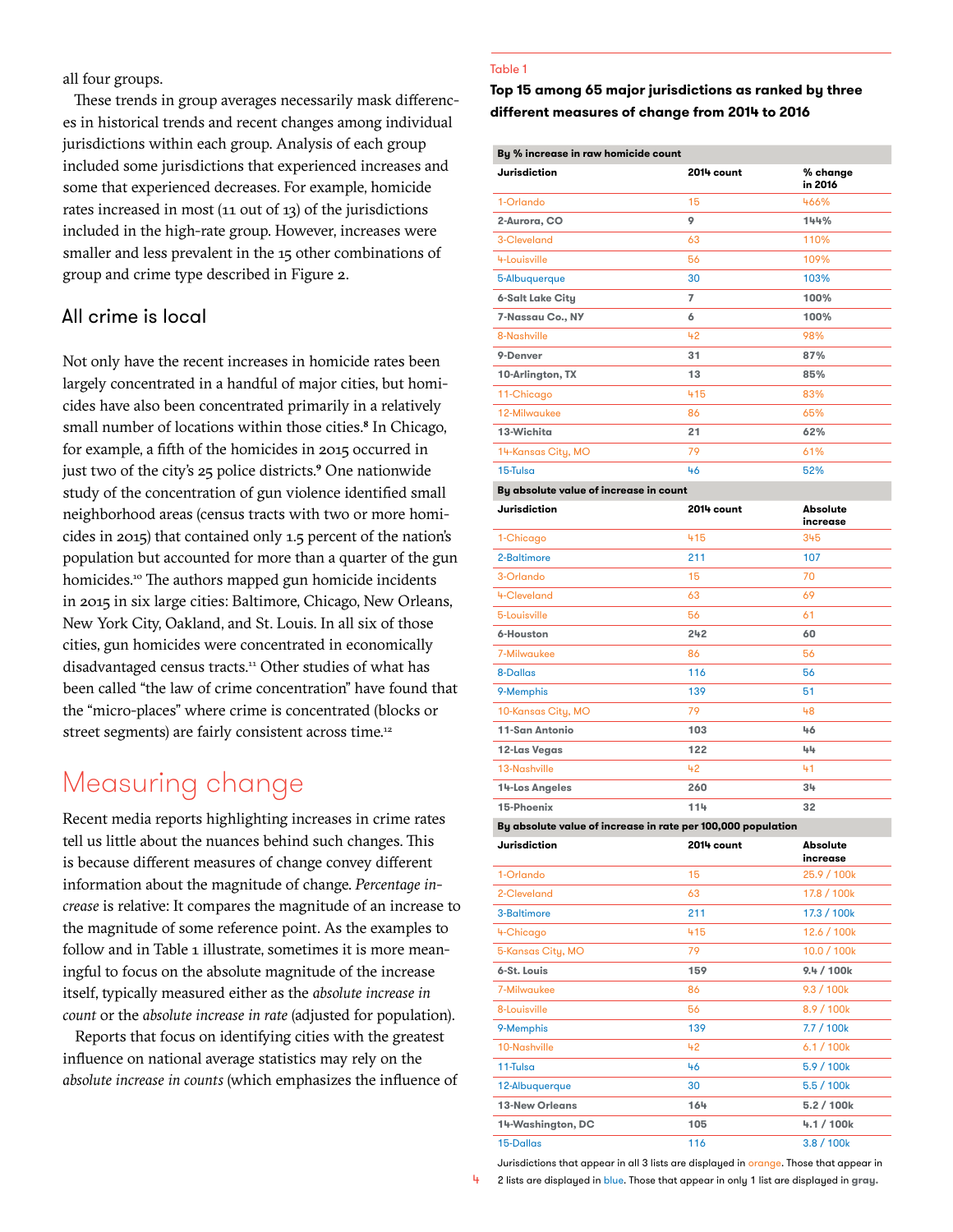all four groups.

These trends in group averages necessarily mask differences in historical trends and recent changes among individual jurisdictions within each group. Analysis of each group included some jurisdictions that experienced increases and some that experienced decreases. For example, homicide rates increased in most (11 out of 13) of the jurisdictions included in the high-rate group. However, increases were smaller and less prevalent in the 15 other combinations of group and crime type described in Figure 2.

## All crime is local

Not only have the recent increases in homicide rates been largely concentrated in a handful of major cities, but homicides have also been concentrated primarily in a relatively small number of locations within those cities.[8] In Chicago, for example, a fifth of the homicides in 2015 occurred in just two of the city's 25 police districts.[9] One nationwide study of the concentration of gun violence identified small neighborhood areas (census tracts with two or more homicides in 2015) that contained only 1.5 percent of the nation's population but accounted for more than a quarter of the gun homicides.[10] The authors mapped gun homicide incidents in 2015 in six large cities: Baltimore, Chicago, New Orleans, New York City, Oakland, and St. Louis. In all six of those cities, gun homicides were concentrated in economically disadvantaged census tracts.[11] Other studies of what has been called "the law of crime concentration" have found that the "micro-places" where crime is concentrated (blocks or street segments) are fairly consistent across time.[12]

# Measuring change

Recent media reports highlighting increases in crime rates tell us little about the nuances behind such changes. This is because different measures of change convey different information about the magnitude of change. *Percentage increase* is relative: It compares the magnitude of an increase to the magnitude of some reference point. As the examples to follow and in Table 1 illustrate, sometimes it is more meaningful to focus on the absolute magnitude of the increase itself, typically measured either as the *absolute increase in count* or the *absolute increase in rate* (adjusted for population).

Reports that focus on identifying cities with the greatest influence on national average statistics may rely on the *absolute increase in counts* (which emphasizes the influence of

Table 1

**Top 15 among 65 major jurisdictions as ranked by three different measures of change from 2014 to 2016**

| **By % increase in raw homicide count** | | |
|---|---|---|
| **Jurisdiction** | **2014 count** | **% change in 2016** |
| 1-Orlando | 15 | 466% |
| **2-Aurora, CO** | **9** | **144%** |
| 3-Cleveland | 63 | 110% |
| 4-Louisville | 56 | 109% |
| 5-Albuquerque | 30 | 103% |
| **6-Salt Lake City** | **7** | **100%** |
| **7-Nassau Co., NY** | **6** | **100%** |
| 8-Nashville | 42 | 98% |
| **9-Denver** | **31** | **87%** |
| **10-Arlington, TX** | **13** | **85%** |
| 11-Chicago | 415 | 83% |
| 12-Milwaukee | 86 | 65% |
| **13-Wichita** | **21** | **62%** |
| 14-Kansas City, MO | 79 | 61% |
| 15-Tulsa | 46 | 52% |
| **By absolute value of increase in count** | | |
| **Jurisdiction** | **2014 count** | **Absolute increase** |
| 1-Chicago | 415 | 345 |
| 2-Baltimore | 211 | 107 |
| 3-Orlando | 15 | 70 |
| 4-Cleveland | 63 | 69 |
| 5-Louisville | 56 | 61 |
| **6-Houston** | **242** | **60** |
| 7-Milwaukee | 86 | 56 |
| 8-Dallas | 116 | 56 |
| 9-Memphis | 139 | 51 |
| 10-Kansas City, MO | 79 | 48 |
| **11-San Antonio** | **103** | **46** |
| **12-Las Vegas** | **122** | **44** |
| 13-Nashville | 42 | 41 |
| **14-Los Angeles** | **260** | **34** |
| **15-Phoenix** | **114** | **32** |
| **By absolute value of increase in rate per 100,000 population** | | |
| **Jurisdiction** | **2014 count** | **Absolute increase** |
| 1-Orlando | 15 | 25.9 / 100k |
| 2-Cleveland | 63 | 17.8 / 100k |
| 3-Baltimore | 211 | 17.3 / 100k |
| 4-Chicago | 415 | 12.6 / 100k |
| 5-Kansas City, MO | 79 | 10.0 / 100k |
| **6-St. Louis** | **159** | **9.4 / 100k** |
| 7-Milwaukee | 86 | 9.3 / 100k |
| 8-Louisville | 56 | 8.9 / 100k |
| 9-Memphis | 139 | 7.7 / 100k |
| 10-Nashville | 42 | 6.1 / 100k |
| 11-Tulsa | 46 | 5.9 / 100k |
| 12-Albuquerque | 30 | 5.5 / 100k |
| **13-New Orleans** | **164** | **5.2 / 100k** |
| **14-Washington, DC** | **105** | **4.1 / 100k** |
| 15-Dallas | 116 | 3.8 / 100k |

Jurisdictions that appear in all 3 lists are displayed in orange. Those that appear in 2 lists are displayed in blue. Those that appear in only 1 list are displayed in **gray**.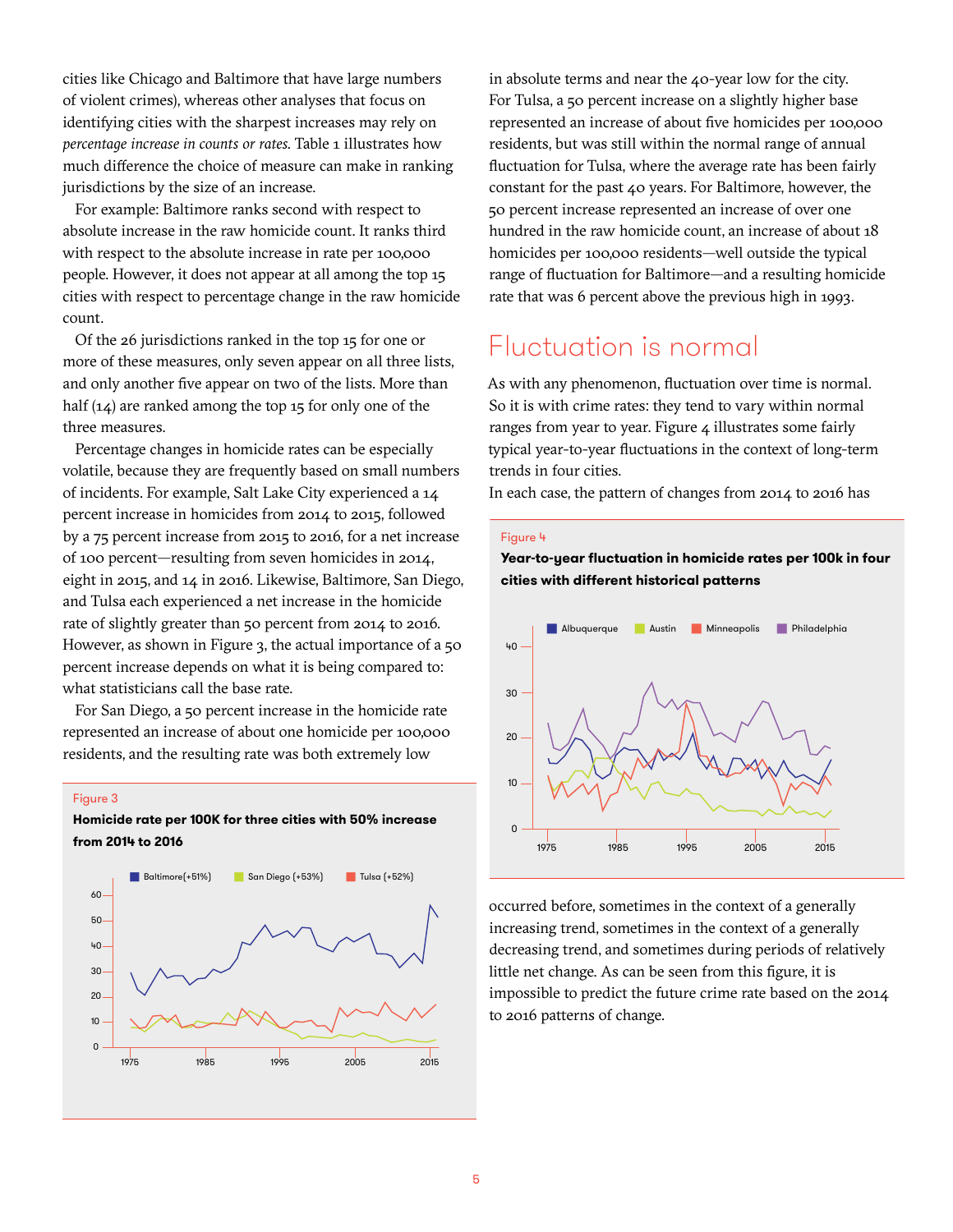cities like Chicago and Baltimore that have large numbers of violent crimes), whereas other analyses that focus on identifying cities with the sharpest increases may rely on *percentage increase in counts or rates*. Table 1 illustrates how much difference the choice of measure can make in ranking jurisdictions by the size of an increase.

For example: Baltimore ranks second with respect to absolute increase in the raw homicide count. It ranks third with respect to the absolute increase in rate per 100,000 people. However, it does not appear at all among the top 15 cities with respect to percentage change in the raw homicide count.

Of the 26 jurisdictions ranked in the top 15 for one or more of these measures, only seven appear on all three lists, and only another five appear on two of the lists. More than half (14) are ranked among the top 15 for only one of the three measures.

Percentage changes in homicide rates can be especially volatile, because they are frequently based on small numbers of incidents. For example, Salt Lake City experienced a 14 percent increase in homicides from 2014 to 2015, followed by a 75 percent increase from 2015 to 2016, for a net increase of 100 percent—resulting from seven homicides in 2014, eight in 2015, and 14 in 2016. Likewise, Baltimore, San Diego, and Tulsa each experienced a net increase in the homicide rate of slightly greater than 50 percent from 2014 to 2016. However, as shown in Figure 3, the actual importance of a 50 percent increase depends on what it is being compared to: what statisticians call the base rate.

For San Diego, a 50 percent increase in the homicide rate represented an increase of about one homicide per 100,000 residents, and the resulting rate was both extremely low in absolute terms and near the 40-year low for the city. For Tulsa, a 50 percent increase on a slightly higher base represented an increase of about five homicides per 100,000 residents, but was still within the normal range of annual fluctuation for Tulsa, where the average rate has been fairly constant for the past 40 years. For Baltimore, however, the 50 percent increase represented an increase of over one hundred in the raw homicide count, an increase of about 18 homicides per 100,000 residents—well outside the typical range of fluctuation for Baltimore—and a resulting homicide rate that was 6 percent above the previous high in 1993.

Figure 3

**Homicide rate per 100K for three cities with 50% increase from 2014 to 2016**

## Fluctuation is normal

As with any phenomenon, fluctuation over time is normal. So it is with crime rates: they tend to vary within normal ranges from year to year. Figure 4 illustrates some fairly typical year-to-year fluctuations in the context of long-term trends in four cities.

In each case, the pattern of changes from 2014 to 2016 has occurred before, sometimes in the context of a generally increasing trend, sometimes in the context of a generally decreasing trend, and sometimes during periods of relatively little net change. As can be seen from this figure, it is impossible to predict the future crime rate based on the 2014 to 2016 patterns of change.

Figure 4

**Year-to-year fluctuation in homicide rates per 100k in four cities with different historical patterns**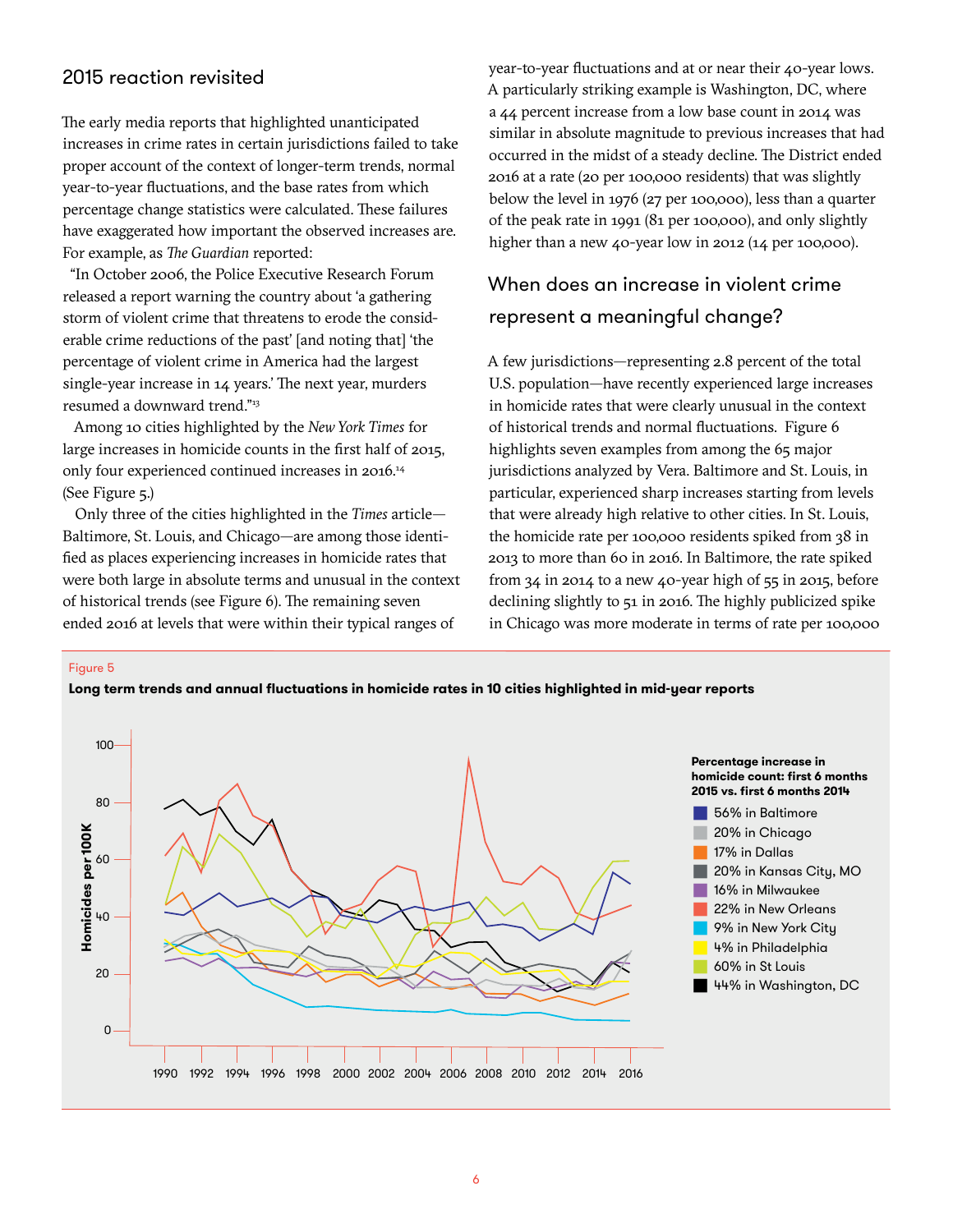## 2015 reaction revisited

The early media reports that highlighted unanticipated increases in crime rates in certain jurisdictions failed to take proper account of the context of longer-term trends, normal year-to-year fluctuations, and the base rates from which percentage change statistics were calculated. These failures have exaggerated how important the observed increases are. For example, as *The Guardian* reported:

"In October 2006, the Police Executive Research Forum released a report warning the country about 'a gathering storm of violent crime that threatens to erode the considerable crime reductions of the past' [and noting that] 'the percentage of violent crime in America had the largest single-year increase in 14 years.' The next year, murders resumed a downward trend."[13]

Among 10 cities highlighted by the *New York Times* for large increases in homicide counts in the first half of 2015, only four experienced continued increases in 2016.[14] (See Figure 5.)

Only three of the cities highlighted in the *Times* article—Baltimore, St. Louis, and Chicago—are among those identified as places experiencing increases in homicide rates that were both large in absolute terms and unusual in the context of historical trends (see Figure 6). The remaining seven ended 2016 at levels that were within their typical ranges of year-to-year fluctuations and at or near their 40-year lows. A particularly striking example is Washington, DC, where a 44 percent increase from a low base count in 2014 was similar in absolute magnitude to previous increases that had occurred in the midst of a steady decline. The District ended 2016 at a rate (20 per 100,000 residents) that was slightly below the level in 1976 (27 per 100,000), less than a quarter of the peak rate in 1991 (81 per 100,000), and only slightly higher than a new 40-year low in 2012 (14 per 100,000).

## When does an increase in violent crime represent a meaningful change?

A few jurisdictions—representing 2.8 percent of the total U.S. population—have recently experienced large increases in homicide rates that were clearly unusual in the context of historical trends and normal fluctuations. Figure 6 highlights seven examples from among the 65 major jurisdictions analyzed by Vera. Baltimore and St. Louis, in particular, experienced sharp increases starting from levels that were already high relative to other cities. In St. Louis, the homicide rate per 100,000 residents spiked from 38 in 2013 to more than 60 in 2016. In Baltimore, the rate spiked from 34 in 2014 to a new 40-year high of 55 in 2015, before declining slightly to 51 in 2016. The highly publicized spike in Chicago was more moderate in terms of rate per 100,000

Figure 5

**Long term trends and annual fluctuations in homicide rates in 10 cities highlighted in mid-year reports**

**Percentage increase in homicide count: first 6 months 2015 vs. first 6 months 2014**

- 56% in Baltimore
- 20% in Chicago
- 17% in Dallas
- 20% in Kansas City, MO
- 16% in Milwaukee
- 22% in New Orleans
- 9% in New York City
- 4% in Philadelphia
- 60% in St Louis
- 44% in Washington, DC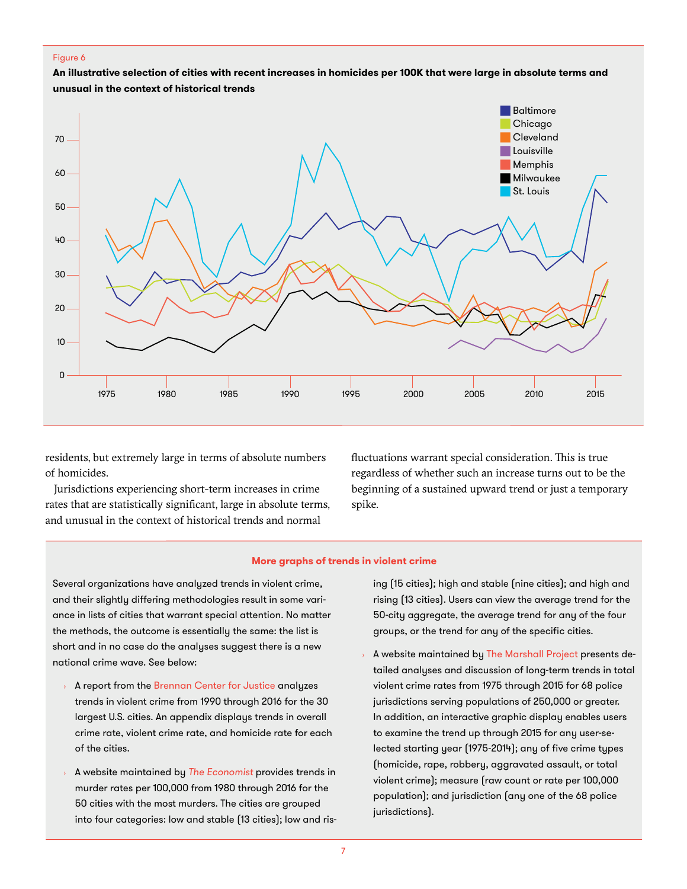Figure 6

**An illustrative selection of cities with recent increases in homicides per 100K that were large in absolute terms and unusual in the context of historical trends**

residents, but extremely large in terms of absolute numbers of homicides.

Jurisdictions experiencing short-term increases in crime rates that are statistically significant, large in absolute terms, and unusual in the context of historical trends and normal fluctuations warrant special consideration. This is true regardless of whether such an increase turns out to be the beginning of a sustained upward trend or just a temporary spike.

### More graphs of trends in violent crime

Several organizations have analyzed trends in violent crime, and their slightly differing methodologies result in some variance in lists of cities that warrant special attention. No matter the methods, the outcome is essentially the same: the list is short and in no case do the analyses suggest there is a new national crime wave. See below:

- A report from the Brennan Center for Justice analyzes trends in violent crime from 1990 through 2016 for the 30 largest U.S. cities. An appendix displays trends in overall crime rate, violent crime rate, and homicide rate for each of the cities.
- A website maintained by *The Economist* provides trends in murder rates per 100,000 from 1980 through 2016 for the 50 cities with the most murders. The cities are grouped into four categories: low and stable (13 cities); low and rising (15 cities); high and stable (nine cities); and high and rising (13 cities). Users can view the average trend for the 50-city aggregate, the average trend for any of the four groups, or the trend for any of the specific cities.
- A website maintained by The Marshall Project presents detailed analyses and discussion of long-term trends in total violent crime rates from 1975 through 2015 for 68 police jurisdictions serving populations of 250,000 or greater. In addition, an interactive graphic display enables users to examine the trend up through 2015 for any user-selected starting year (1975-2014); any of five crime types (homicide, rape, robbery, aggravated assault, or total violent crime); measure (raw count or rate per 100,000 population); and jurisdiction (any one of the 68 police jurisdictions).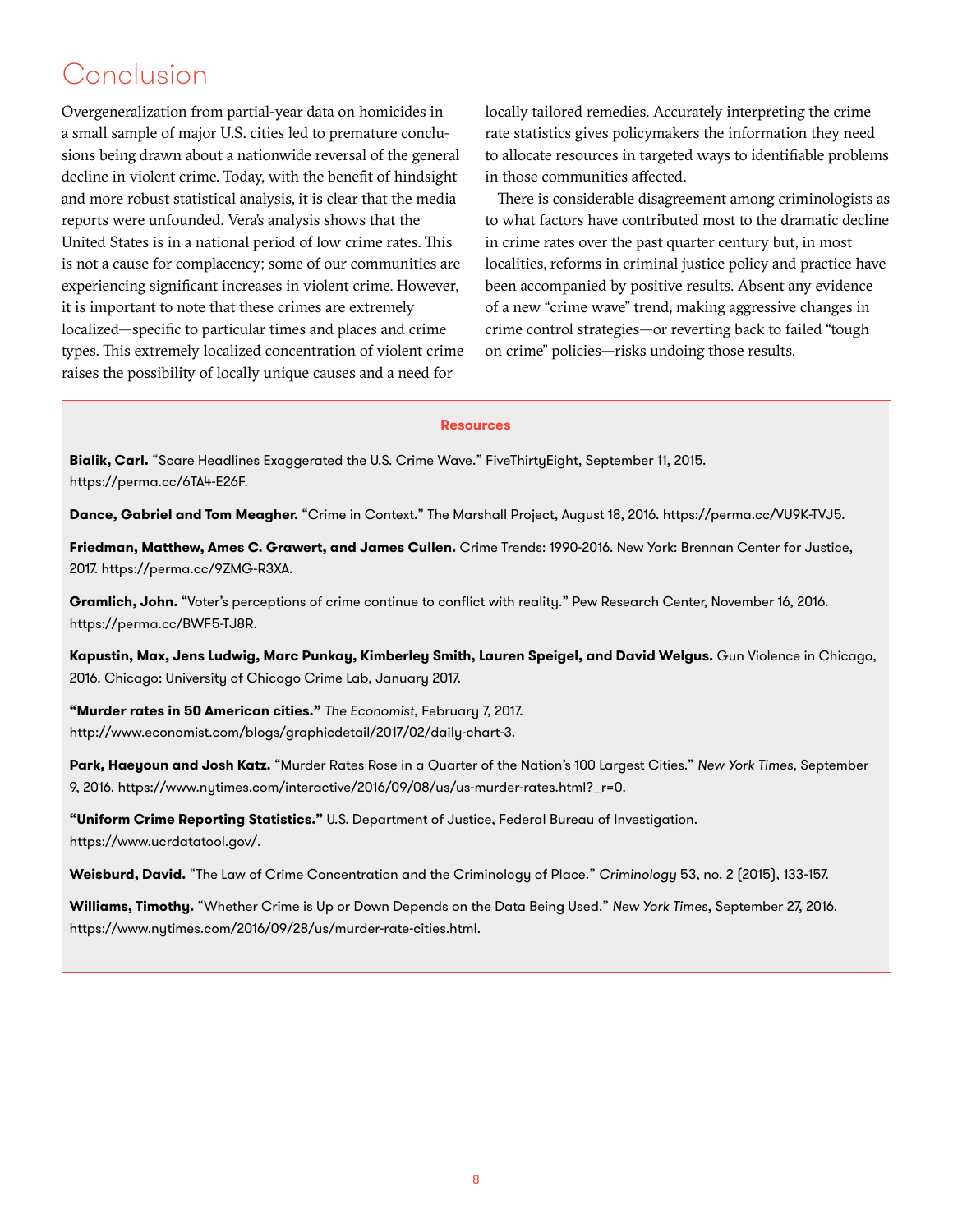# Conclusion

Overgeneralization from partial-year data on homicides in a small sample of major U.S. cities led to premature conclusions being drawn about a nationwide reversal of the general decline in violent crime. Today, with the benefit of hindsight and more robust statistical analysis, it is clear that the media reports were unfounded. Vera's analysis shows that the United States is in a national period of low crime rates. This is not a cause for complacency; some of our communities are experiencing significant increases in violent crime. However, it is important to note that these crimes are extremely localized—specific to particular times and places and crime types. This extremely localized concentration of violent crime raises the possibility of locally unique causes and a need for locally tailored remedies. Accurately interpreting the crime rate statistics gives policymakers the information they need to allocate resources in targeted ways to identifiable problems in those communities affected.

There is considerable disagreement among criminologists as to what factors have contributed most to the dramatic decline in crime rates over the past quarter century but, in most localities, reforms in criminal justice policy and practice have been accompanied by positive results. Absent any evidence of a new "crime wave" trend, making aggressive changes in crime control strategies—or reverting back to failed "tough on crime" policies—risks undoing those results.

**Resources**

**Bialik, Carl.** "Scare Headlines Exaggerated the U.S. Crime Wave." FiveThirtyEight, September 11, 2015. https://perma.cc/6TA4-E26F.

**Dance, Gabriel and Tom Meagher.** "Crime in Context." The Marshall Project, August 18, 2016. https://perma.cc/VU9K-TVJ5.

**Friedman, Matthew, Ames C. Grawert, and James Cullen.** Crime Trends: 1990-2016. New York: Brennan Center for Justice, 2017. https://perma.cc/9ZMG-R3XA.

**Gramlich, John.** "Voter's perceptions of crime continue to conflict with reality." Pew Research Center, November 16, 2016. https://perma.cc/BWF5-TJ8R.

**Kapustin, Max, Jens Ludwig, Marc Punkay, Kimberley Smith, Lauren Speigel, and David Welgus.** Gun Violence in Chicago, 2016. Chicago: University of Chicago Crime Lab, January 2017.

**"Murder rates in 50 American cities."** *The Economist*, February 7, 2017. http://www.economist.com/blogs/graphicdetail/2017/02/daily-chart-3.

**Park, Haeyoun and Josh Katz.** "Murder Rates Rose in a Quarter of the Nation's 100 Largest Cities." *New York Times*, September 9, 2016. https://www.nytimes.com/interactive/2016/09/08/us/us-murder-rates.html?_r=0.

**"Uniform Crime Reporting Statistics."** U.S. Department of Justice, Federal Bureau of Investigation. https://www.ucrdatatool.gov/.

**Weisburd, David.** "The Law of Crime Concentration and the Criminology of Place." *Criminology* 53, no. 2 (2015), 133-157.

**Williams, Timothy.** "Whether Crime is Up or Down Depends on the Data Being Used." *New York Times*, September 27, 2016. https://www.nytimes.com/2016/09/28/us/murder-rate-cities.html.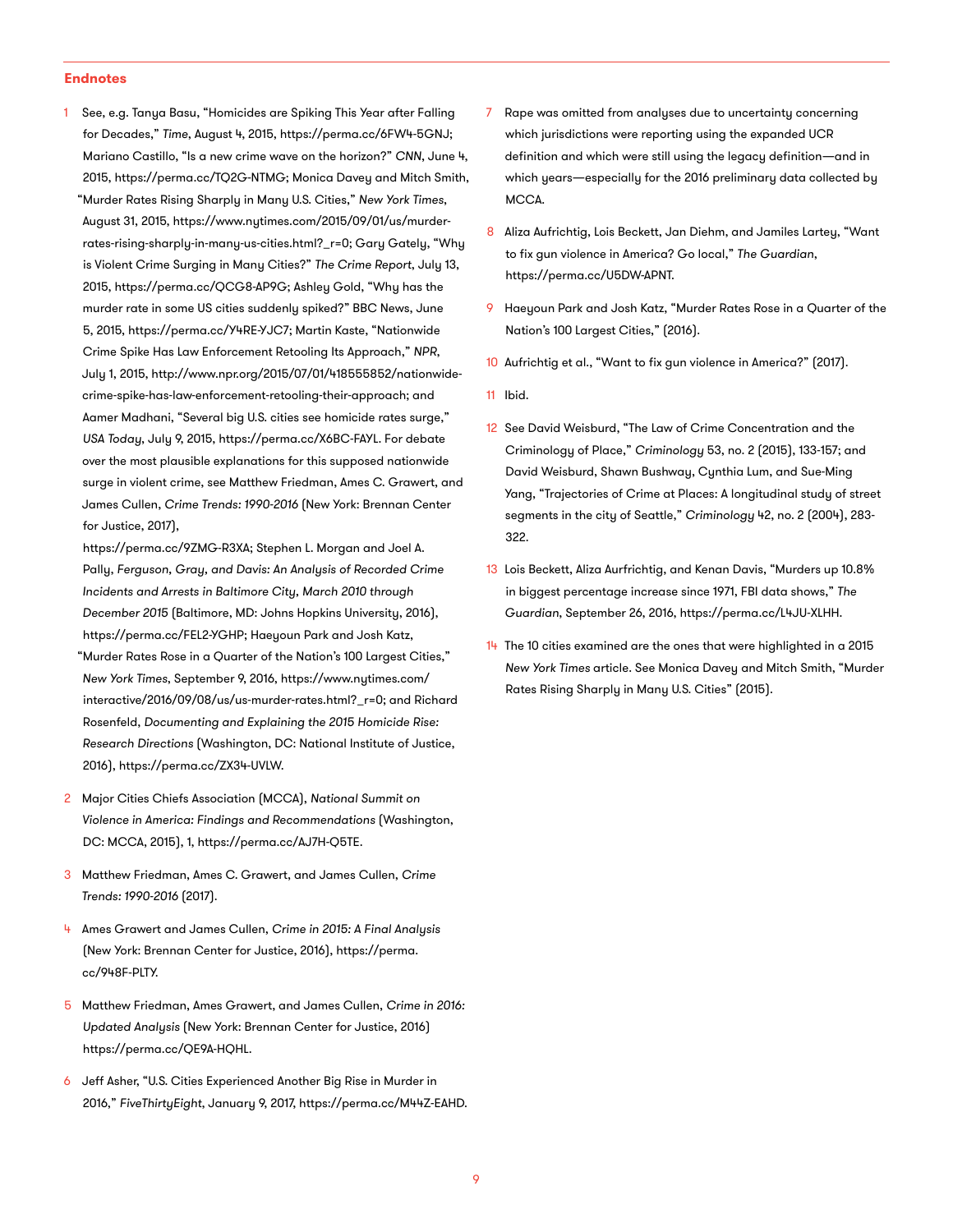**Endnotes**

1. See, e.g. Tanya Basu, "Homicides are Spiking This Year after Falling for Decades," *Time*, August 4, 2015, https://perma.cc/6FW4-5GNJ; Mariano Castillo, "Is a new crime wave on the horizon?" *CNN*, June 4, 2015, https://perma.cc/TQ2G-NTMG; Monica Davey and Mitch Smith, "Murder Rates Rising Sharply in Many U.S. Cities," *New York Times*, August 31, 2015, https://www.nytimes.com/2015/09/01/us/murder-rates-rising-sharply-in-many-us-cities.html?_r=0; Gary Gately, "Why is Violent Crime Surging in Many Cities?" *The Crime Report*, July 13, 2015, https://perma.cc/QCG8-AP9G; Ashley Gold, "Why has the murder rate in some US cities suddenly spiked?" BBC News, June 5, 2015, https://perma.cc/Y4RE-YJC7; Martin Kaste, "Nationwide Crime Spike Has Law Enforcement Retooling Its Approach," *NPR*, July 1, 2015, http://www.npr.org/2015/07/01/418555852/nationwide-crime-spike-has-law-enforcement-retooling-their-approach; and Aamer Madhani, "Several big U.S. cities see homicide rates surge," *USA Today*, July 9, 2015, https://perma.cc/X6BC-FAYL. For debate over the most plausible explanations for this supposed nationwide surge in violent crime, see Matthew Friedman, Ames C. Grawert, and James Cullen, *Crime Trends: 1990-2016* (New York: Brennan Center for Justice, 2017), https://perma.cc/9ZMG-R3XA; Stephen L. Morgan and Joel A. Pally, *Ferguson, Gray, and Davis: An Analysis of Recorded Crime Incidents and Arrests in Baltimore City, March 2010 through December 2015* (Baltimore, MD: Johns Hopkins University, 2016), https://perma.cc/FEL2-YGHP; Haeyoun Park and Josh Katz, "Murder Rates Rose in a Quarter of the Nation's 100 Largest Cities," *New York Times*, September 9, 2016, https://www.nytimes.com/interactive/2016/09/08/us/us-murder-rates.html?_r=0; and Richard Rosenfeld, *Documenting and Explaining the 2015 Homicide Rise: Research Directions* (Washington, DC: National Institute of Justice, 2016), https://perma.cc/ZX34-UVLW.

2. Major Cities Chiefs Association (MCCA), *National Summit on Violence in America: Findings and Recommendations* (Washington, DC: MCCA, 2015), 1, https://perma.cc/AJ7H-Q5TE.

3. Matthew Friedman, Ames C. Grawert, and James Cullen, *Crime Trends: 1990-2016* (2017).

4. Ames Grawert and James Cullen, *Crime in 2015: A Final Analysis* (New York: Brennan Center for Justice, 2016), https://perma.cc/948F-PLTY.

5. Matthew Friedman, Ames Grawert, and James Cullen, *Crime in 2016: Updated Analysis* (New York: Brennan Center for Justice, 2016) https://perma.cc/QE9A-HQHL.

6. Jeff Asher, "U.S. Cities Experienced Another Big Rise in Murder in 2016," *FiveThirtyEight*, January 9, 2017, https://perma.cc/M44Z-EAHD.

7. Rape was omitted from analyses due to uncertainty concerning which jurisdictions were reporting using the expanded UCR definition and which were still using the legacy definition—and in which years—especially for the 2016 preliminary data collected by MCCA.

8. Aliza Aufrichtig, Lois Beckett, Jan Diehm, and Jamiles Lartey, "Want to fix gun violence in America? Go local," *The Guardian*, https://perma.cc/U5DW-APNT.

9. Haeyoun Park and Josh Katz, "Murder Rates Rose in a Quarter of the Nation's 100 Largest Cities," (2016).

10. Aufrichtig et al., "Want to fix gun violence in America?" (2017).

11. Ibid.

12. See David Weisburd, "The Law of Crime Concentration and the Criminology of Place," *Criminology* 53, no. 2 (2015), 133-157; and David Weisburd, Shawn Bushway, Cynthia Lum, and Sue-Ming Yang, "Trajectories of Crime at Places: A longitudinal study of street segments in the city of Seattle," *Criminology* 42, no. 2 (2004), 283-322.

13. Lois Beckett, Aliza Aurfrichtig, and Kenan Davis, "Murders up 10.8% in biggest percentage increase since 1971, FBI data shows," *The Guardian*, September 26, 2016, https://perma.cc/L4JU-XLHH.

14. The 10 cities examined are the ones that were highlighted in a 2015 *New York Times* article. See Monica Davey and Mitch Smith, "Murder Rates Rising Sharply in Many U.S. Cities" (2015).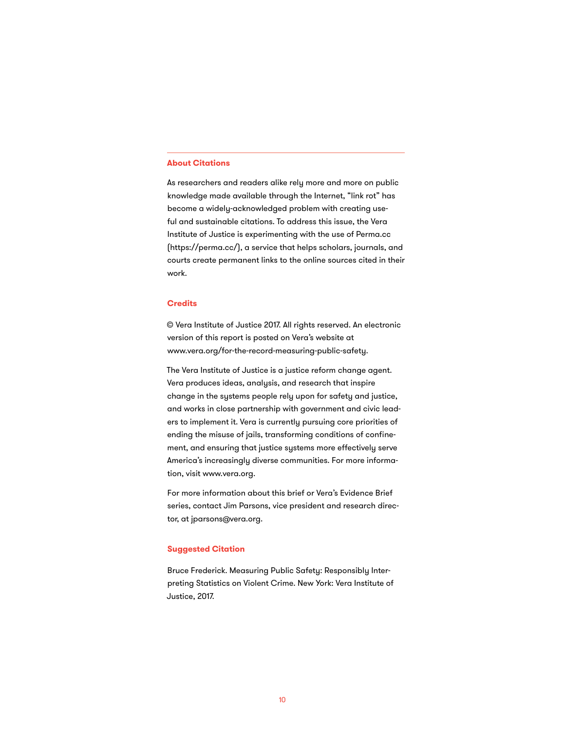## About Citations

As researchers and readers alike rely more and more on public knowledge made available through the Internet, "link rot" has become a widely-acknowledged problem with creating useful and sustainable citations. To address this issue, the Vera Institute of Justice is experimenting with the use of Perma.cc (https://perma.cc/), a service that helps scholars, journals, and courts create permanent links to the online sources cited in their work.

## Credits

© Vera Institute of Justice 2017. All rights reserved. An electronic version of this report is posted on Vera's website at www.vera.org/for-the-record-measuring-public-safety.

The Vera Institute of Justice is a justice reform change agent. Vera produces ideas, analysis, and research that inspire change in the systems people rely upon for safety and justice, and works in close partnership with government and civic leaders to implement it. Vera is currently pursuing core priorities of ending the misuse of jails, transforming conditions of confinement, and ensuring that justice systems more effectively serve America's increasingly diverse communities. For more information, visit www.vera.org.

For more information about this brief or Vera's Evidence Brief series, contact Jim Parsons, vice president and research director, at jparsons@vera.org.

## Suggested Citation

Bruce Frederick. Measuring Public Safety: Responsibly Interpreting Statistics on Violent Crime. New York: Vera Institute of Justice, 2017.